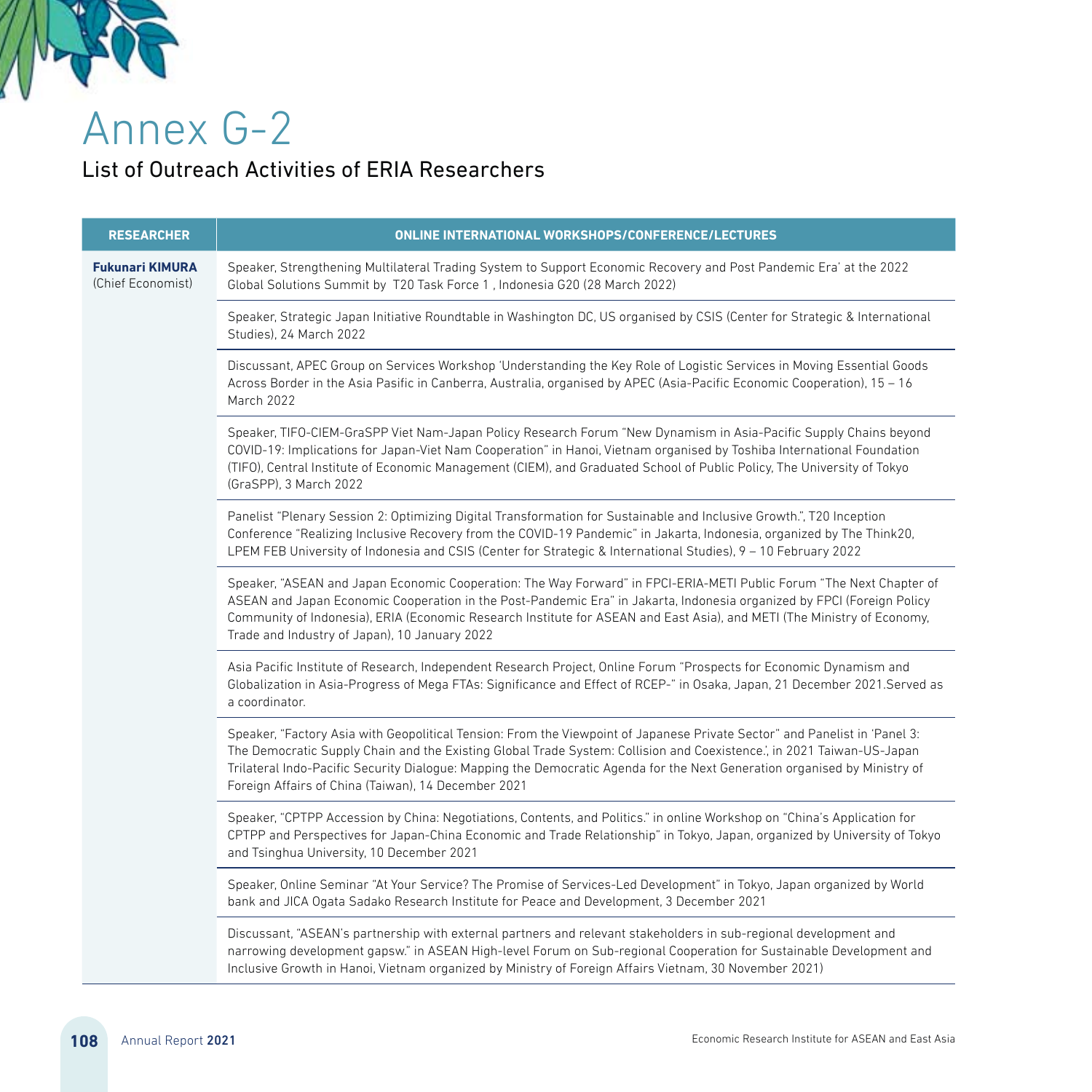# Annex G-2

## List of Outreach Activities of ERIA Researchers

| RESEARCHER | ONLINE INTERNATIONAL WORKSHOPS/CONFERENCE/LECTURES |
|---|---|
| **Fukunari KIMURA** (Chief Economist) | Speaker, Strengthening Multilateral Trading System to Support Economic Recovery and Post Pandemic Era' at the 2022 Global Solutions Summit by T20 Task Force 1 , Indonesia G20 (28 March 2022) |
| | Speaker, Strategic Japan Initiative Roundtable in Washington DC, US organised by CSIS (Center for Strategic & International Studies), 24 March 2022 |
| | Discussant, APEC Group on Services Workshop 'Understanding the Key Role of Logistic Services in Moving Essential Goods Across Border in the Asia Pasific in Canberra, Australia, organised by APEC (Asia-Pacific Economic Cooperation), 15 – 16 March 2022 |
| | Speaker, TIFO-CIEM-GraSPP Viet Nam-Japan Policy Research Forum "New Dynamism in Asia-Pacific Supply Chains beyond COVID-19: Implications for Japan-Viet Nam Cooperation" in Hanoi, Vietnam organised by Toshiba International Foundation (TIFO), Central Institute of Economic Management (CIEM), and Graduated School of Public Policy, The University of Tokyo (GraSPP), 3 March 2022 |
| | Panelist "Plenary Session 2: Optimizing Digital Transformation for Sustainable and Inclusive Growth.", T20 Inception Conference "Realizing Inclusive Recovery from the COVID-19 Pandemic" in Jakarta, Indonesia, organized by The Think20, LPEM FEB University of Indonesia and CSIS (Center for Strategic & International Studies), 9 – 10 February 2022 |
| | Speaker, "ASEAN and Japan Economic Cooperation: The Way Forward" in FPCI-ERIA-METI Public Forum "The Next Chapter of ASEAN and Japan Economic Cooperation in the Post-Pandemic Era" in Jakarta, Indonesia organized by FPCI (Foreign Policy Community of Indonesia), ERIA (Economic Research Institute for ASEAN and East Asia), and METI (The Ministry of Economy, Trade and Industry of Japan), 10 January 2022 |
| | Asia Pacific Institute of Research, Independent Research Project, Online Forum "Prospects for Economic Dynamism and Globalization in Asia-Progress of Mega FTAs: Significance and Effect of RCEP-" in Osaka, Japan, 21 December 2021.Served as a coordinator. |
| | Speaker, "Factory Asia with Geopolitical Tension: From the Viewpoint of Japanese Private Sector" and Panelist in 'Panel 3: The Democratic Supply Chain and the Existing Global Trade System: Collision and Coexistence.', in 2021 Taiwan-US-Japan Trilateral Indo-Pacific Security Dialogue: Mapping the Democratic Agenda for the Next Generation organised by Ministry of Foreign Affairs of China (Taiwan), 14 December 2021 |
| | Speaker, "CPTPP Accession by China: Negotiations, Contents, and Politics." in online Workshop on "China's Application for CPTPP and Perspectives for Japan-China Economic and Trade Relationship" in Tokyo, Japan, organized by University of Tokyo and Tsinghua University, 10 December 2021 |
| | Speaker, Online Seminar "At Your Service? The Promise of Services-Led Development" in Tokyo, Japan organized by World bank and JICA Ogata Sadako Research Institute for Peace and Development, 3 December 2021 |
| | Discussant, "ASEAN's partnership with external partners and relevant stakeholders in sub-regional development and narrowing development gapsw." in ASEAN High-level Forum on Sub-regional Cooperation for Sustainable Development and Inclusive Growth in Hanoi, Vietnam organized by Ministry of Foreign Affairs Vietnam, 30 November 2021) |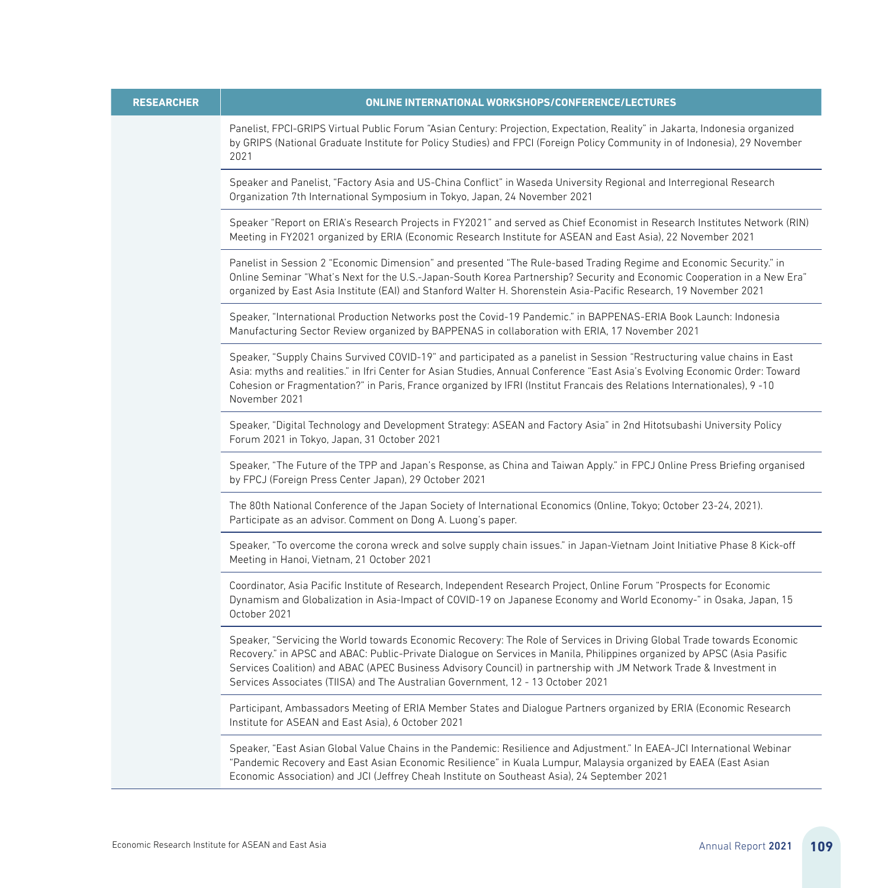| RESEARCHER | ONLINE INTERNATIONAL WORKSHOPS/CONFERENCE/LECTURES |
|---|---|
| | Panelist, FPCI-GRIPS Virtual Public Forum "Asian Century: Projection, Expectation, Reality" in Jakarta, Indonesia organized by GRIPS (National Graduate Institute for Policy Studies) and FPCI (Foreign Policy Community in of Indonesia), 29 November 2021 |
| | Speaker and Panelist, "Factory Asia and US-China Conflict" in Waseda University Regional and Interregional Research Organization 7th International Symposium in Tokyo, Japan, 24 November 2021 |
| | Speaker "Report on ERIA's Research Projects in FY2021" and served as Chief Economist in Research Institutes Network (RIN) Meeting in FY2021 organized by ERIA (Economic Research Institute for ASEAN and East Asia), 22 November 2021 |
| | Panelist in Session 2 "Economic Dimension" and presented "The Rule-based Trading Regime and Economic Security." in Online Seminar "What's Next for the U.S.-Japan-South Korea Partnership? Security and Economic Cooperation in a New Era" organized by East Asia Institute (EAI) and Stanford Walter H. Shorenstein Asia-Pacific Research, 19 November 2021 |
| | Speaker, "International Production Networks post the Covid-19 Pandemic." in BAPPENAS-ERIA Book Launch: Indonesia Manufacturing Sector Review organized by BAPPENAS in collaboration with ERIA, 17 November 2021 |
| | Speaker, "Supply Chains Survived COVID-19" and participated as a panelist in Session "Restructuring value chains in East Asia: myths and realities." in Ifri Center for Asian Studies, Annual Conference "East Asia's Evolving Economic Order: Toward Cohesion or Fragmentation?" in Paris, France organized by IFRI (Institut Francais des Relations Internationales), 9 -10 November 2021 |
| | Speaker, "Digital Technology and Development Strategy: ASEAN and Factory Asia" in 2nd Hitotsubashi University Policy Forum 2021 in Tokyo, Japan, 31 October 2021 |
| | Speaker, "The Future of the TPP and Japan's Response, as China and Taiwan Apply." in FPCJ Online Press Briefing organised by FPCJ (Foreign Press Center Japan), 29 October 2021 |
| | The 80th National Conference of the Japan Society of International Economics (Online, Tokyo; October 23-24, 2021). Participate as an advisor. Comment on Dong A. Luong's paper. |
| | Speaker, "To overcome the corona wreck and solve supply chain issues." in Japan-Vietnam Joint Initiative Phase 8 Kick-off Meeting in Hanoi, Vietnam, 21 October 2021 |
| | Coordinator, Asia Pacific Institute of Research, Independent Research Project, Online Forum "Prospects for Economic Dynamism and Globalization in Asia-Impact of COVID-19 on Japanese Economy and World Economy-" in Osaka, Japan, 15 October 2021 |
| | Speaker, "Servicing the World towards Economic Recovery: The Role of Services in Driving Global Trade towards Economic Recovery." in APSC and ABAC: Public-Private Dialogue on Services in Manila, Philippines organized by APSC (Asia Pasific Services Coalition) and ABAC (APEC Business Advisory Council) in partnership with JM Network Trade & Investment in Services Associates (TIISA) and The Australian Government, 12 - 13 October 2021 |
| | Participant, Ambassadors Meeting of ERIA Member States and Dialogue Partners organized by ERIA (Economic Research Institute for ASEAN and East Asia), 6 October 2021 |
| | Speaker, "East Asian Global Value Chains in the Pandemic: Resilience and Adjustment." In EAEA-JCI International Webinar "Pandemic Recovery and East Asian Economic Resilience" in Kuala Lumpur, Malaysia organized by EAEA (East Asian Economic Association) and JCI (Jeffrey Cheah Institute on Southeast Asia), 24 September 2021 |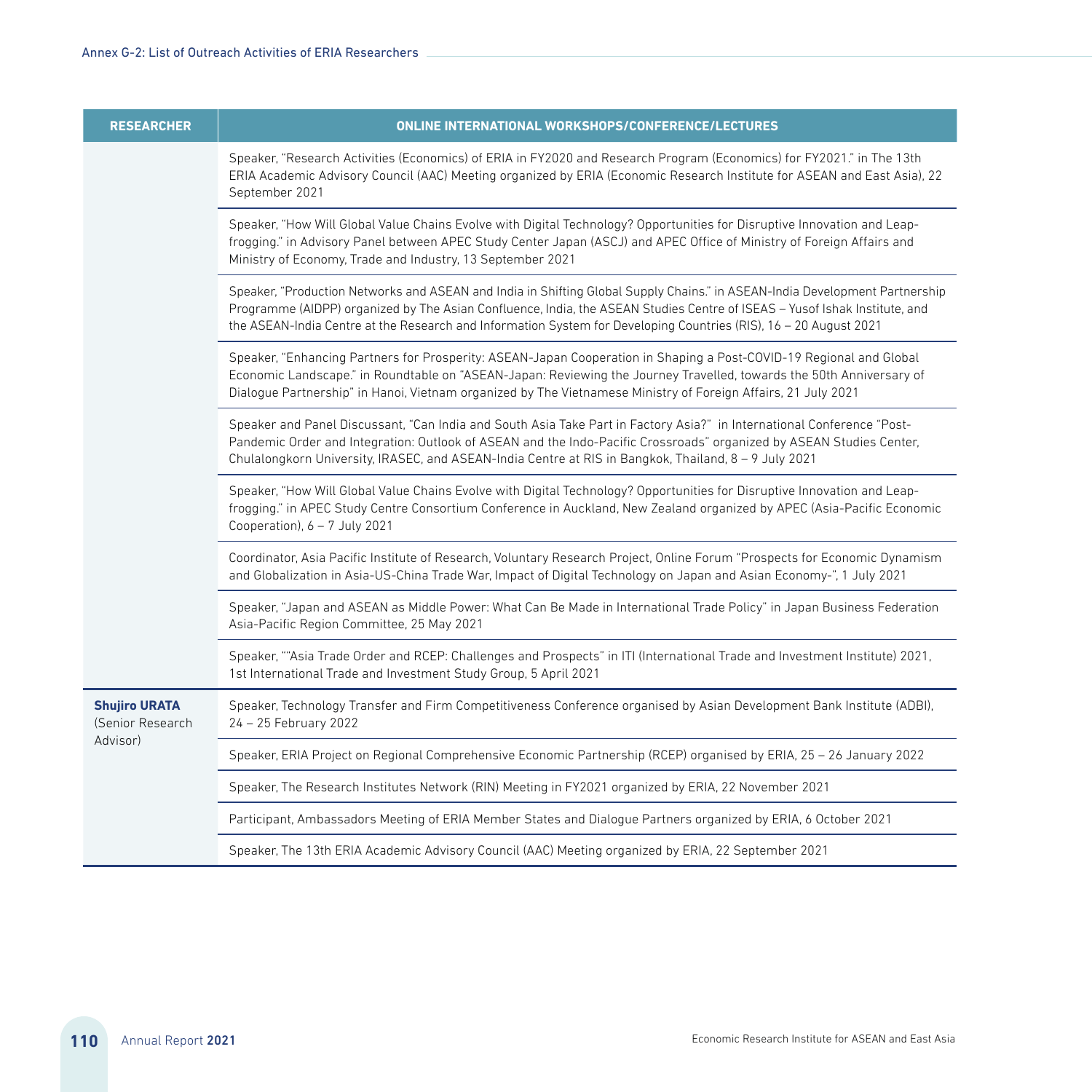| RESEARCHER | ONLINE INTERNATIONAL WORKSHOPS/CONFERENCE/LECTURES |
|---|---|
| | Speaker, "Research Activities (Economics) of ERIA in FY2020 and Research Program (Economics) for FY2021." in The 13th ERIA Academic Advisory Council (AAC) Meeting organized by ERIA (Economic Research Institute for ASEAN and East Asia), 22 September 2021 |
| | Speaker, "How Will Global Value Chains Evolve with Digital Technology? Opportunities for Disruptive Innovation and Leap-frogging." in Advisory Panel between APEC Study Center Japan (ASCJ) and APEC Office of Ministry of Foreign Affairs and Ministry of Economy, Trade and Industry, 13 September 2021 |
| | Speaker, "Production Networks and ASEAN and India in Shifting Global Supply Chains." in ASEAN-India Development Partnership Programme (AIDPP) organized by The Asian Confluence, India, the ASEAN Studies Centre of ISEAS – Yusof Ishak Institute, and the ASEAN-India Centre at the Research and Information System for Developing Countries (RIS), 16 – 20 August 2021 |
| | Speaker, "Enhancing Partners for Prosperity: ASEAN-Japan Cooperation in Shaping a Post-COVID-19 Regional and Global Economic Landscape." in Roundtable on "ASEAN-Japan: Reviewing the Journey Travelled, towards the 50th Anniversary of Dialogue Partnership" in Hanoi, Vietnam organized by The Vietnamese Ministry of Foreign Affairs, 21 July 2021 |
| | Speaker and Panel Discussant, "Can India and South Asia Take Part in Factory Asia?" in International Conference "Post-Pandemic Order and Integration: Outlook of ASEAN and the Indo-Pacific Crossroads" organized by ASEAN Studies Center, Chulalongkorn University, IRASEC, and ASEAN-India Centre at RIS in Bangkok, Thailand, 8 – 9 July 2021 |
| | Speaker, "How Will Global Value Chains Evolve with Digital Technology? Opportunities for Disruptive Innovation and Leap-frogging." in APEC Study Centre Consortium Conference in Auckland, New Zealand organized by APEC (Asia-Pacific Economic Cooperation), 6 – 7 July 2021 |
| | Coordinator, Asia Pacific Institute of Research, Voluntary Research Project, Online Forum "Prospects for Economic Dynamism and Globalization in Asia-US-China Trade War, Impact of Digital Technology on Japan and Asian Economy-", 1 July 2021 |
| | Speaker, "Japan and ASEAN as Middle Power: What Can Be Made in International Trade Policy" in Japan Business Federation Asia-Pacific Region Committee, 25 May 2021 |
| | Speaker, ""Asia Trade Order and RCEP: Challenges and Prospects" in ITI (International Trade and Investment Institute) 2021, 1st International Trade and Investment Study Group, 5 April 2021 |
| **Shujiro URATA** (Senior Research Advisor) | Speaker, Technology Transfer and Firm Competitiveness Conference organised by Asian Development Bank Institute (ADBI), 24 – 25 February 2022 |
| | Speaker, ERIA Project on Regional Comprehensive Economic Partnership (RCEP) organised by ERIA, 25 – 26 January 2022 |
| | Speaker, The Research Institutes Network (RIN) Meeting in FY2021 organized by ERIA, 22 November 2021 |
| | Participant, Ambassadors Meeting of ERIA Member States and Dialogue Partners organized by ERIA, 6 October 2021 |
| | Speaker, The 13th ERIA Academic Advisory Council (AAC) Meeting organized by ERIA, 22 September 2021 |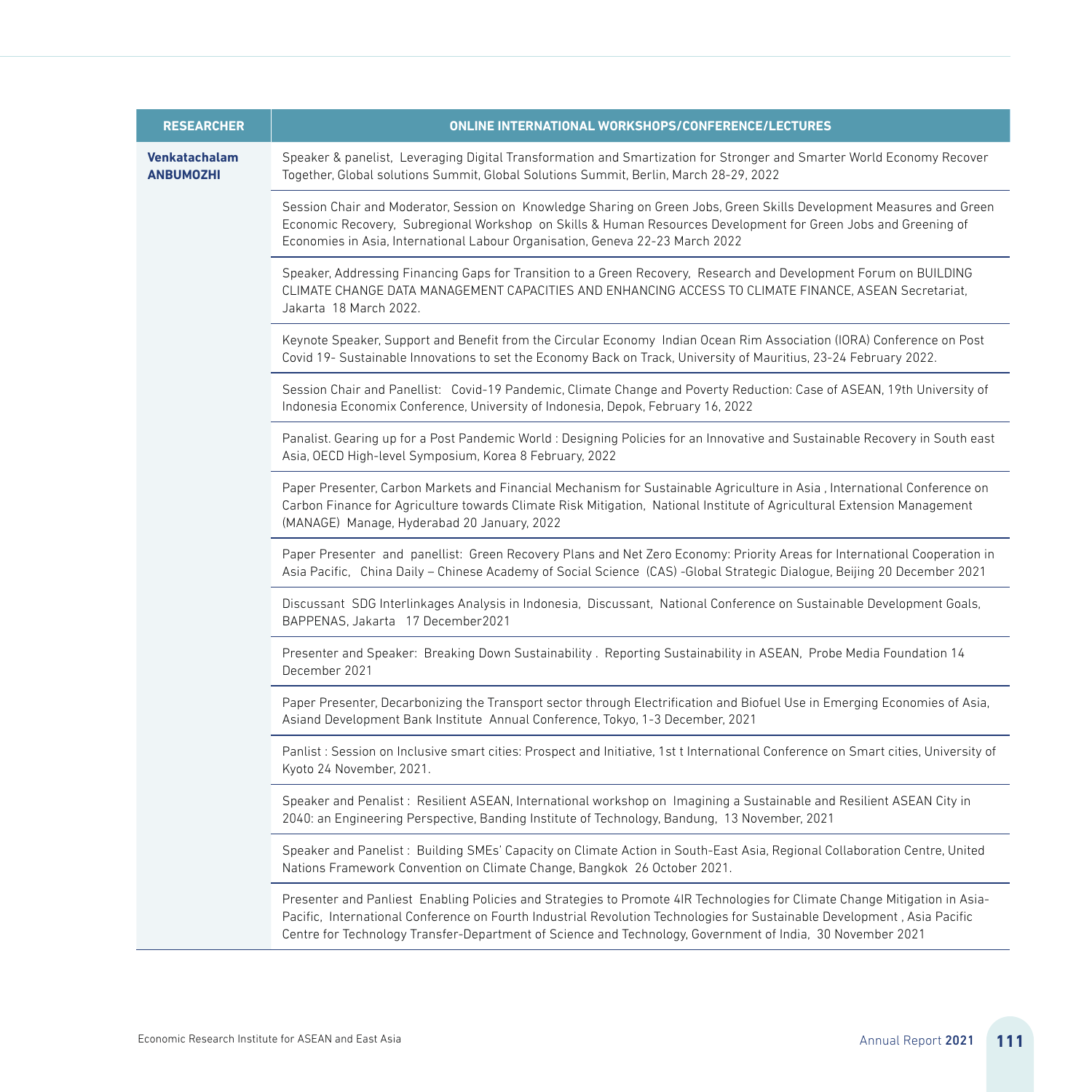| RESEARCHER | ONLINE INTERNATIONAL WORKSHOPS/CONFERENCE/LECTURES |
|---|---|
| **Venkatachalam ANBUMOZHI** | Speaker & panelist, Leveraging Digital Transformation and Smartization for Stronger and Smarter World Economy Recover Together, Global solutions Summit, Global Solutions Summit, Berlin, March 28-29, 2022 |
| | Session Chair and Moderator, Session on Knowledge Sharing on Green Jobs, Green Skills Development Measures and Green Economic Recovery, Subregional Workshop on Skills & Human Resources Development for Green Jobs and Greening of Economies in Asia, International Labour Organisation, Geneva 22-23 March 2022 |
| | Speaker, Addressing Financing Gaps for Transition to a Green Recovery, Research and Development Forum on BUILDING CLIMATE CHANGE DATA MANAGEMENT CAPACITIES AND ENHANCING ACCESS TO CLIMATE FINANCE, ASEAN Secretariat, Jakarta 18 March 2022. |
| | Keynote Speaker, Support and Benefit from the Circular Economy Indian Ocean Rim Association (IORA) Conference on Post Covid 19- Sustainable Innovations to set the Economy Back on Track, University of Mauritius, 23-24 February 2022. |
| | Session Chair and Panellist: Covid-19 Pandemic, Climate Change and Poverty Reduction: Case of ASEAN, 19th University of Indonesia Economix Conference, University of Indonesia, Depok, February 16, 2022 |
| | Panalist. Gearing up for a Post Pandemic World : Designing Policies for an Innovative and Sustainable Recovery in South east Asia, OECD High-level Symposium, Korea 8 February, 2022 |
| | Paper Presenter, Carbon Markets and Financial Mechanism for Sustainable Agriculture in Asia , International Conference on Carbon Finance for Agriculture towards Climate Risk Mitigation, National Institute of Agricultural Extension Management (MANAGE) Manage, Hyderabad 20 January, 2022 |
| | Paper Presenter and panellist: Green Recovery Plans and Net Zero Economy: Priority Areas for International Cooperation in Asia Pacific, China Daily – Chinese Academy of Social Science (CAS) -Global Strategic Dialogue, Beijing 20 December 2021 |
| | Discussant SDG Interlinkages Analysis in Indonesia, Discussant, National Conference on Sustainable Development Goals, BAPPENAS, Jakarta 17 December2021 |
| | Presenter and Speaker: Breaking Down Sustainability . Reporting Sustainability in ASEAN, Probe Media Foundation 14 December 2021 |
| | Paper Presenter, Decarbonizing the Transport sector through Electrification and Biofuel Use in Emerging Economies of Asia, Asiand Development Bank Institute Annual Conference, Tokyo, 1-3 December, 2021 |
| | Panlist : Session on Inclusive smart cities: Prospect and Initiative, 1st t International Conference on Smart cities, University of Kyoto 24 November, 2021. |
| | Speaker and Penalist : Resilient ASEAN, International workshop on Imagining a Sustainable and Resilient ASEAN City in 2040: an Engineering Perspective, Banding Institute of Technology, Bandung, 13 November, 2021 |
| | Speaker and Panelist : Building SMEs' Capacity on Climate Action in South-East Asia, Regional Collaboration Centre, United Nations Framework Convention on Climate Change, Bangkok 26 October 2021. |
| | Presenter and Panliest Enabling Policies and Strategies to Promote 4IR Technologies for Climate Change Mitigation in Asia-Pacific, International Conference on Fourth Industrial Revolution Technologies for Sustainable Development , Asia Pacific Centre for Technology Transfer-Department of Science and Technology, Government of India, 30 November 2021 |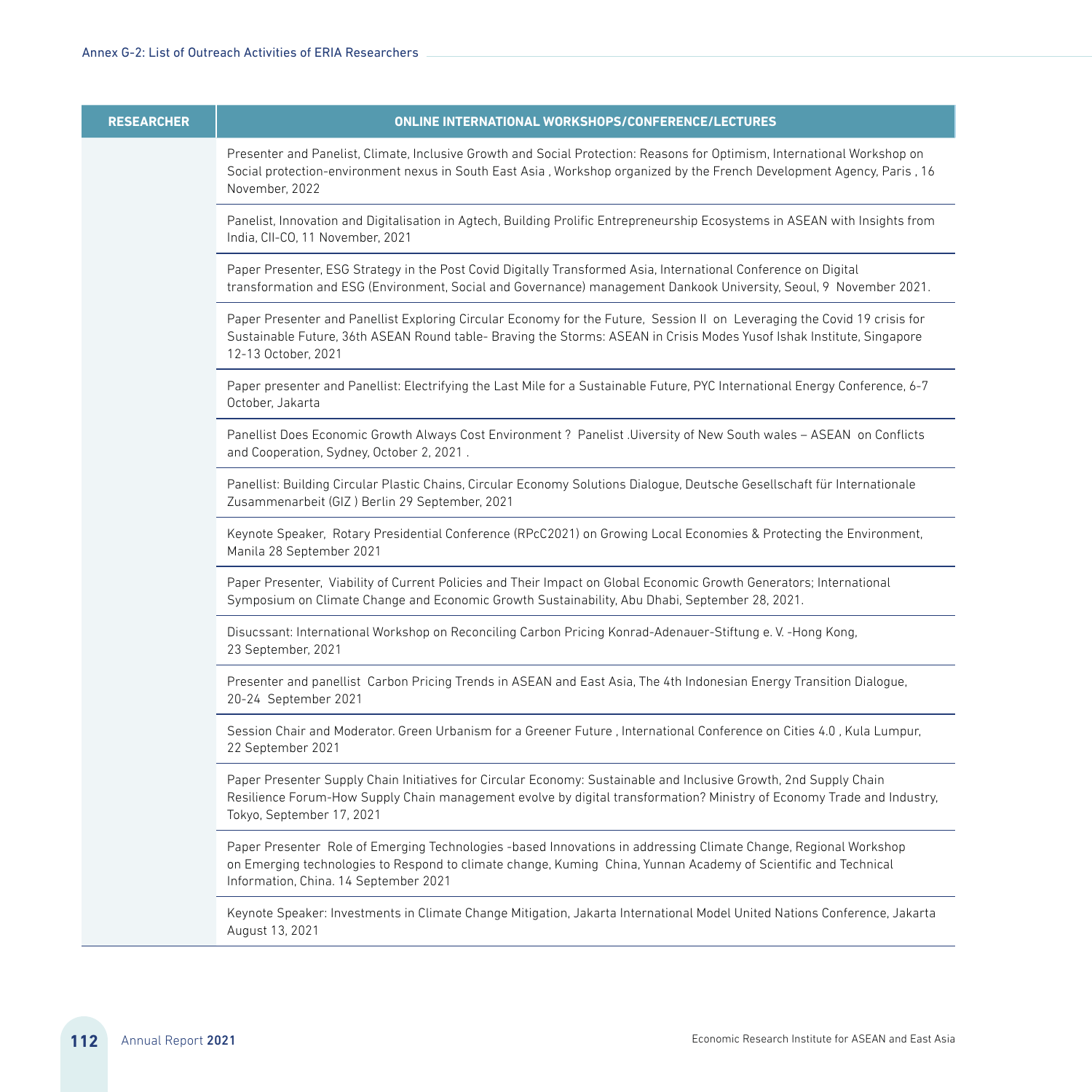| RESEARCHER | ONLINE INTERNATIONAL WORKSHOPS/CONFERENCE/LECTURES |
|---|---|
| | Presenter and Panelist, Climate, Inclusive Growth and Social Protection: Reasons for Optimism, International Workshop on Social protection-environment nexus in South East Asia , Workshop organized by the French Development Agency, Paris , 16 November, 2022 |
| | Panelist, Innovation and Digitalisation in Agtech, Building Prolific Entrepreneurship Ecosystems in ASEAN with Insights from India, CII-CO, 11 November, 2021 |
| | Paper Presenter, ESG Strategy in the Post Covid Digitally Transformed Asia, International Conference on Digital transformation and ESG (Environment, Social and Governance) management Dankook University, Seoul, 9 November 2021. |
| | Paper Presenter and Panellist Exploring Circular Economy for the Future, Session II on Leveraging the Covid 19 crisis for Sustainable Future, 36th ASEAN Round table- Braving the Storms: ASEAN in Crisis Modes Yusof Ishak Institute, Singapore 12-13 October, 2021 |
| | Paper presenter and Panellist: Electrifying the Last Mile for a Sustainable Future, PYC International Energy Conference, 6-7 October, Jakarta |
| | Panellist Does Economic Growth Always Cost Environment ? Panelist .Uiversity of New South wales – ASEAN on Conflicts and Cooperation, Sydney, October 2, 2021 . |
| | Panellist: Building Circular Plastic Chains, Circular Economy Solutions Dialogue, Deutsche Gesellschaft für Internationale Zusammenarbeit (GIZ ) Berlin 29 September, 2021 |
| | Keynote Speaker, Rotary Presidential Conference (RPcC2021) on Growing Local Economies & Protecting the Environment, Manila 28 September 2021 |
| | Paper Presenter, Viability of Current Policies and Their Impact on Global Economic Growth Generators; International Symposium on Climate Change and Economic Growth Sustainability, Abu Dhabi, September 28, 2021. |
| | Disucssant: International Workshop on Reconciling Carbon Pricing Konrad-Adenauer-Stiftung e. V. -Hong Kong, 23 September, 2021 |
| | Presenter and panellist Carbon Pricing Trends in ASEAN and East Asia, The 4th Indonesian Energy Transition Dialogue, 20-24 September 2021 |
| | Session Chair and Moderator. Green Urbanism for a Greener Future , International Conference on Cities 4.0 , Kula Lumpur, 22 September 2021 |
| | Paper Presenter Supply Chain Initiatives for Circular Economy: Sustainable and Inclusive Growth, 2nd Supply Chain Resilience Forum-How Supply Chain management evolve by digital transformation? Ministry of Economy Trade and Industry, Tokyo, September 17, 2021 |
| | Paper Presenter Role of Emerging Technologies -based Innovations in addressing Climate Change, Regional Workshop on Emerging technologies to Respond to climate change, Kuming China, Yunnan Academy of Scientific and Technical Information, China. 14 September 2021 |
| | Keynote Speaker: Investments in Climate Change Mitigation, Jakarta International Model United Nations Conference, Jakarta August 13, 2021 |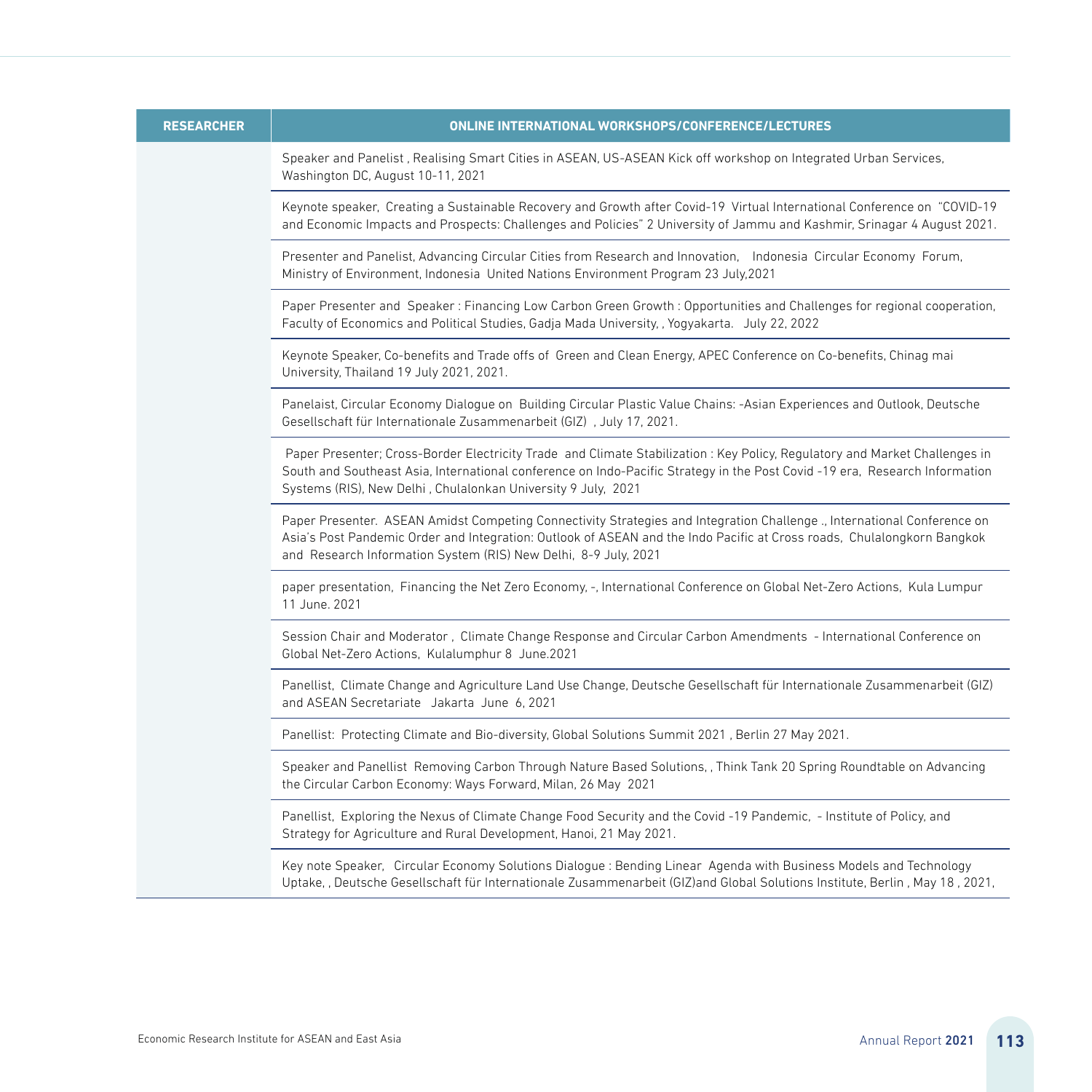| RESEARCHER | ONLINE INTERNATIONAL WORKSHOPS/CONFERENCE/LECTURES |
|---|---|
| | Speaker and Panelist , Realising Smart Cities in ASEAN, US-ASEAN Kick off workshop on Integrated Urban Services, Washington DC, August 10-11, 2021 |
| | Keynote speaker, Creating a Sustainable Recovery and Growth after Covid-19 Virtual International Conference on "COVID-19 and Economic Impacts and Prospects: Challenges and Policies" 2 University of Jammu and Kashmir, Srinagar 4 August 2021. |
| | Presenter and Panelist, Advancing Circular Cities from Research and Innovation, Indonesia Circular Economy Forum, Ministry of Environment, Indonesia United Nations Environment Program 23 July,2021 |
| | Paper Presenter and Speaker : Financing Low Carbon Green Growth : Opportunities and Challenges for regional cooperation, Faculty of Economics and Political Studies, Gadja Mada University, , Yogyakarta. July 22, 2022 |
| | Keynote Speaker, Co-benefits and Trade offs of Green and Clean Energy, APEC Conference on Co-benefits, Chinag mai University, Thailand 19 July 2021, 2021. |
| | Panelaist, Circular Economy Dialogue on Building Circular Plastic Value Chains: -Asian Experiences and Outlook, Deutsche Gesellschaft für Internationale Zusammenarbeit (GIZ) , July 17, 2021. |
| | Paper Presenter; Cross-Border Electricity Trade and Climate Stabilization : Key Policy, Regulatory and Market Challenges in South and Southeast Asia, International conference on Indo-Pacific Strategy in the Post Covid -19 era, Research Information Systems (RIS), New Delhi , Chulalonkan University 9 July, 2021 |
| | Paper Presenter. ASEAN Amidst Competing Connectivity Strategies and Integration Challenge ., International Conference on Asia's Post Pandemic Order and Integration: Outlook of ASEAN and the Indo Pacific at Cross roads, Chulalongkorn Bangkok and Research Information System (RIS) New Delhi, 8-9 July, 2021 |
| | paper presentation, Financing the Net Zero Economy, -, International Conference on Global Net-Zero Actions, Kula Lumpur 11 June. 2021 |
| | Session Chair and Moderator , Climate Change Response and Circular Carbon Amendments - International Conference on Global Net-Zero Actions, Kulalumphur 8 June.2021 |
| | Panellist, Climate Change and Agriculture Land Use Change, Deutsche Gesellschaft für Internationale Zusammenarbeit (GIZ) and ASEAN Secretariate Jakarta June 6, 2021 |
| | Panellist: Protecting Climate and Bio-diversity, Global Solutions Summit 2021 , Berlin 27 May 2021. |
| | Speaker and Panellist Removing Carbon Through Nature Based Solutions, , Think Tank 20 Spring Roundtable on Advancing the Circular Carbon Economy: Ways Forward, Milan, 26 May 2021 |
| | Panellist, Exploring the Nexus of Climate Change Food Security and the Covid -19 Pandemic, - Institute of Policy, and Strategy for Agriculture and Rural Development, Hanoi, 21 May 2021. |
| | Key note Speaker, Circular Economy Solutions Dialogue : Bending Linear Agenda with Business Models and Technology Uptake, , Deutsche Gesellschaft für Internationale Zusammenarbeit (GIZ)and Global Solutions Institute, Berlin , May 18 , 2021, |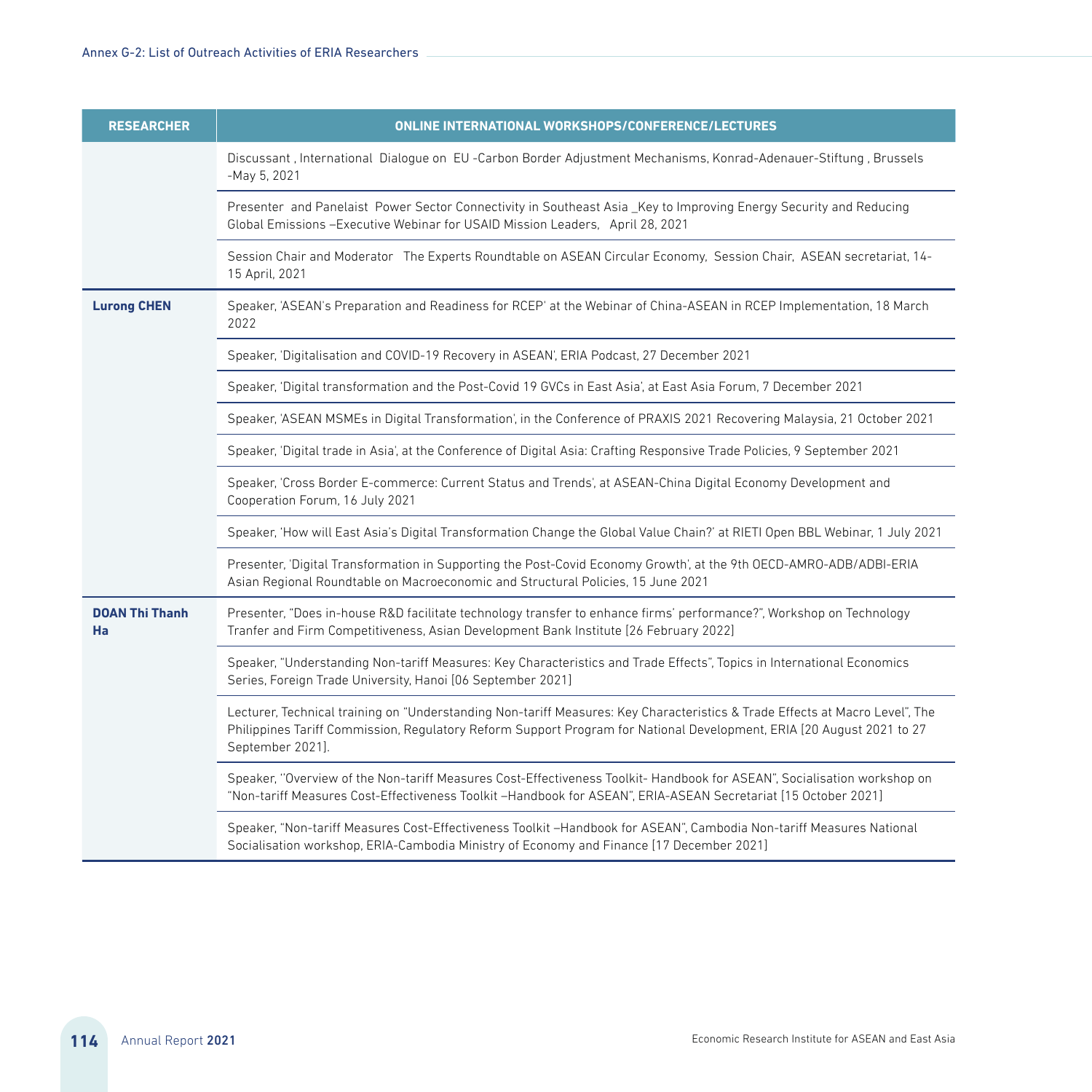| RESEARCHER | ONLINE INTERNATIONAL WORKSHOPS/CONFERENCE/LECTURES |
|---|---|
| | Discussant , International Dialogue on EU -Carbon Border Adjustment Mechanisms, Konrad-Adenauer-Stiftung , Brussels -May 5, 2021 |
| | Presenter and Panelaist Power Sector Connectivity in Southeast Asia _Key to Improving Energy Security and Reducing Global Emissions –Executive Webinar for USAID Mission Leaders, April 28, 2021 |
| | Session Chair and Moderator The Experts Roundtable on ASEAN Circular Economy, Session Chair, ASEAN secretariat, 14-15 April, 2021 |
| **Lurong CHEN** | Speaker, 'ASEAN's Preparation and Readiness for RCEP' at the Webinar of China-ASEAN in RCEP Implementation, 18 March 2022 |
| | Speaker, 'Digitalisation and COVID-19 Recovery in ASEAN', ERIA Podcast, 27 December 2021 |
| | Speaker, 'Digital transformation and the Post-Covid 19 GVCs in East Asia', at East Asia Forum, 7 December 2021 |
| | Speaker, 'ASEAN MSMEs in Digital Transformation', in the Conference of PRAXIS 2021 Recovering Malaysia, 21 October 2021 |
| | Speaker, 'Digital trade in Asia', at the Conference of Digital Asia: Crafting Responsive Trade Policies, 9 September 2021 |
| | Speaker, 'Cross Border E-commerce: Current Status and Trends', at ASEAN-China Digital Economy Development and Cooperation Forum, 16 July 2021 |
| | Speaker, 'How will East Asia's Digital Transformation Change the Global Value Chain?' at RIETI Open BBL Webinar, 1 July 2021 |
| | Presenter, 'Digital Transformation in Supporting the Post-Covid Economy Growth', at the 9th OECD-AMRO-ADB/ADBI-ERIA Asian Regional Roundtable on Macroeconomic and Structural Policies, 15 June 2021 |
| **DOAN Thi Thanh Ha** | Presenter, "Does in-house R&D facilitate technology transfer to enhance firms' performance?", Workshop on Technology Tranfer and Firm Competitiveness, Asian Development Bank Institute [26 February 2022] |
| | Speaker, "Understanding Non-tariff Measures: Key Characteristics and Trade Effects", Topics in International Economics Series, Foreign Trade University, Hanoi [06 September 2021] |
| | Lecturer, Technical training on "Understanding Non-tariff Measures: Key Characteristics & Trade Effects at Macro Level", The Philippines Tariff Commission, Regulatory Reform Support Program for National Development, ERIA [20 August 2021 to 27 September 2021]. |
| | Speaker, ''Overview of the Non-tariff Measures Cost-Effectiveness Toolkit- Handbook for ASEAN", Socialisation workshop on "Non-tariff Measures Cost-Effectiveness Toolkit –Handbook for ASEAN", ERIA-ASEAN Secretariat [15 October 2021] |
| | Speaker, "Non-tariff Measures Cost-Effectiveness Toolkit –Handbook for ASEAN", Cambodia Non-tariff Measures National Socialisation workshop, ERIA-Cambodia Ministry of Economy and Finance [17 December 2021] |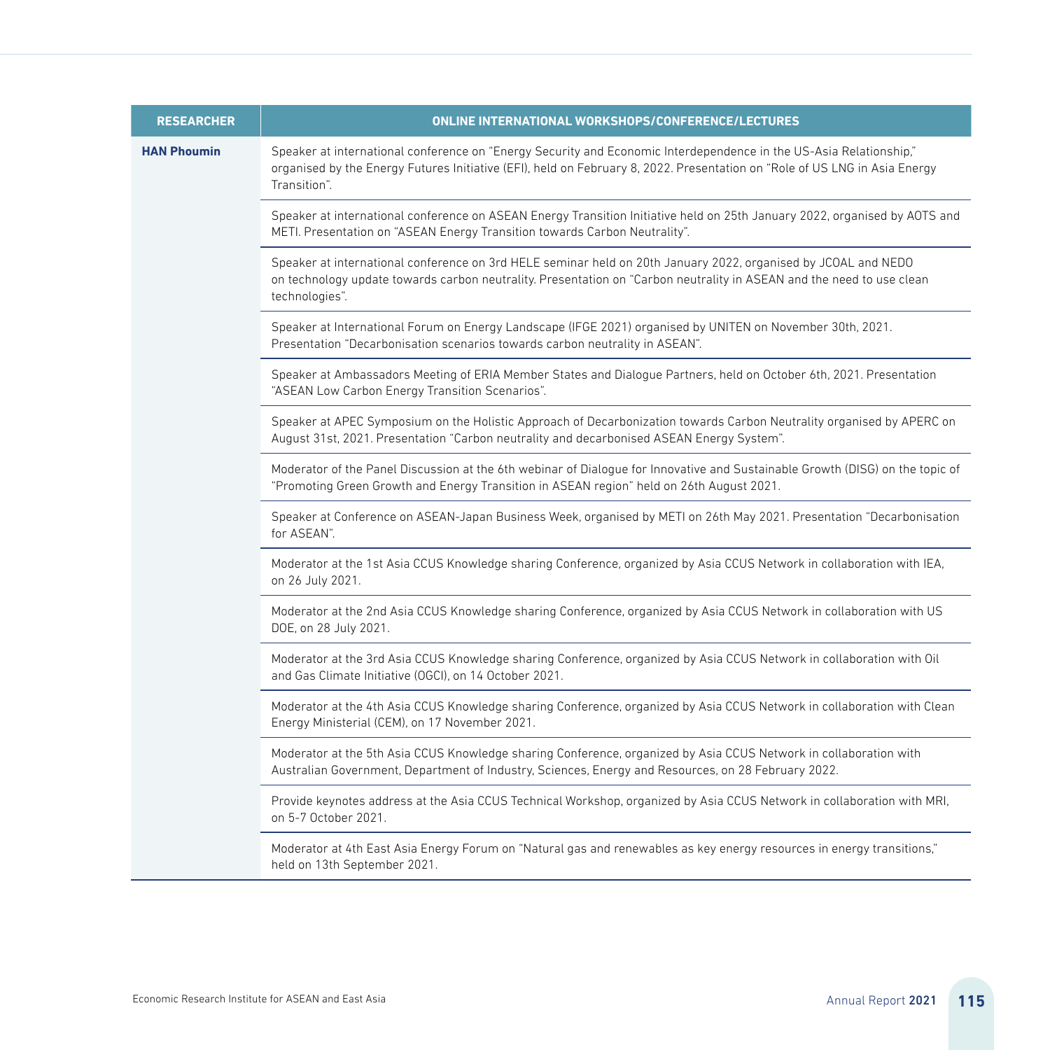| RESEARCHER | ONLINE INTERNATIONAL WORKSHOPS/CONFERENCE/LECTURES |
|---|---|
| **HAN Phoumin** | Speaker at international conference on "Energy Security and Economic Interdependence in the US-Asia Relationship," organised by the Energy Futures Initiative (EFI), held on February 8, 2022. Presentation on "Role of US LNG in Asia Energy Transition". |
| | Speaker at international conference on ASEAN Energy Transition Initiative held on 25th January 2022, organised by AOTS and METI. Presentation on "ASEAN Energy Transition towards Carbon Neutrality". |
| | Speaker at international conference on 3rd HELE seminar held on 20th January 2022, organised by JCOAL and NEDO on technology update towards carbon neutrality. Presentation on "Carbon neutrality in ASEAN and the need to use clean technologies". |
| | Speaker at International Forum on Energy Landscape (IFGE 2021) organised by UNITEN on November 30th, 2021. Presentation "Decarbonisation scenarios towards carbon neutrality in ASEAN". |
| | Speaker at Ambassadors Meeting of ERIA Member States and Dialogue Partners, held on October 6th, 2021. Presentation "ASEAN Low Carbon Energy Transition Scenarios". |
| | Speaker at APEC Symposium on the Holistic Approach of Decarbonization towards Carbon Neutrality organised by APERC on August 31st, 2021. Presentation "Carbon neutrality and decarbonised ASEAN Energy System". |
| | Moderator of the Panel Discussion at the 6th webinar of Dialogue for Innovative and Sustainable Growth (DISG) on the topic of "Promoting Green Growth and Energy Transition in ASEAN region" held on 26th August 2021. |
| | Speaker at Conference on ASEAN-Japan Business Week, organised by METI on 26th May 2021. Presentation "Decarbonisation for ASEAN". |
| | Moderator at the 1st Asia CCUS Knowledge sharing Conference, organized by Asia CCUS Network in collaboration with IEA, on 26 July 2021. |
| | Moderator at the 2nd Asia CCUS Knowledge sharing Conference, organized by Asia CCUS Network in collaboration with US DOE, on 28 July 2021. |
| | Moderator at the 3rd Asia CCUS Knowledge sharing Conference, organized by Asia CCUS Network in collaboration with Oil and Gas Climate Initiative (OGCI), on 14 October 2021. |
| | Moderator at the 4th Asia CCUS Knowledge sharing Conference, organized by Asia CCUS Network in collaboration with Clean Energy Ministerial (CEM), on 17 November 2021. |
| | Moderator at the 5th Asia CCUS Knowledge sharing Conference, organized by Asia CCUS Network in collaboration with Australian Government, Department of Industry, Sciences, Energy and Resources, on 28 February 2022. |
| | Provide keynotes address at the Asia CCUS Technical Workshop, organized by Asia CCUS Network in collaboration with MRI, on 5-7 October 2021. |
| | Moderator at 4th East Asia Energy Forum on "Natural gas and renewables as key energy resources in energy transitions," held on 13th September 2021. |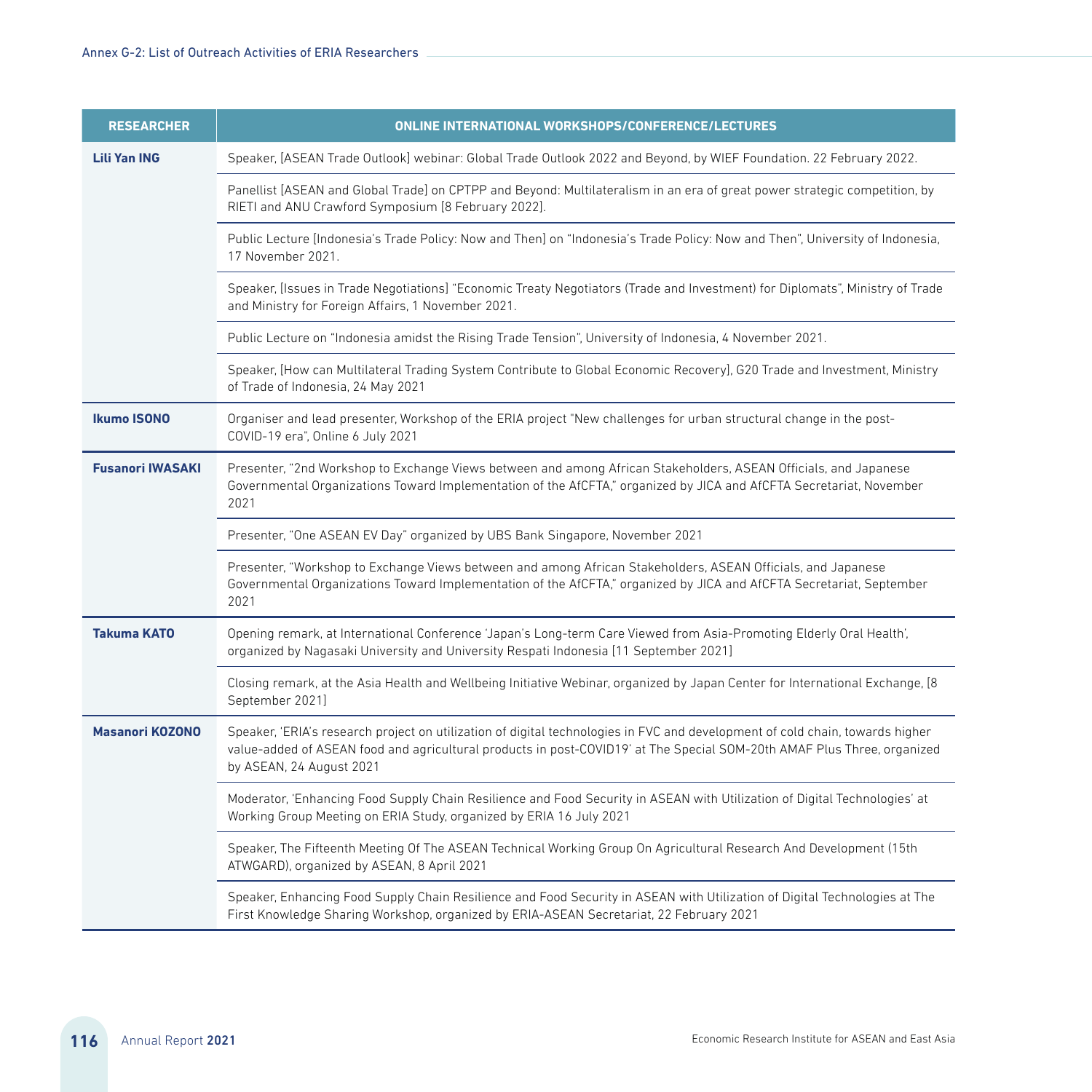| RESEARCHER | ONLINE INTERNATIONAL WORKSHOPS/CONFERENCE/LECTURES |
|---|---|
| **Lili Yan ING** | Speaker, [ASEAN Trade Outlook] webinar: Global Trade Outlook 2022 and Beyond, by WIEF Foundation. 22 February 2022. |
| | Panellist [ASEAN and Global Trade] on CPTPP and Beyond: Multilateralism in an era of great power strategic competition, by RIETI and ANU Crawford Symposium [8 February 2022]. |
| | Public Lecture [Indonesia's Trade Policy: Now and Then] on "Indonesia's Trade Policy: Now and Then", University of Indonesia, 17 November 2021. |
| | Speaker, [Issues in Trade Negotiations] "Economic Treaty Negotiators (Trade and Investment) for Diplomats", Ministry of Trade and Ministry for Foreign Affairs, 1 November 2021. |
| | Public Lecture on "Indonesia amidst the Rising Trade Tension", University of Indonesia, 4 November 2021. |
| | Speaker, [How can Multilateral Trading System Contribute to Global Economic Recovery], G20 Trade and Investment, Ministry of Trade of Indonesia, 24 May 2021 |
| **Ikumo ISONO** | Organiser and lead presenter, Workshop of the ERIA project "New challenges for urban structural change in the post-COVID-19 era", Online 6 July 2021 |
| **Fusanori IWASAKI** | Presenter, "2nd Workshop to Exchange Views between and among African Stakeholders, ASEAN Officials, and Japanese Governmental Organizations Toward Implementation of the AfCFTA," organized by JICA and AfCFTA Secretariat, November 2021 |
| | Presenter, "One ASEAN EV Day" organized by UBS Bank Singapore, November 2021 |
| | Presenter, "Workshop to Exchange Views between and among African Stakeholders, ASEAN Officials, and Japanese Governmental Organizations Toward Implementation of the AfCFTA," organized by JICA and AfCFTA Secretariat, September 2021 |
| **Takuma KATO** | Opening remark, at International Conference 'Japan's Long-term Care Viewed from Asia-Promoting Elderly Oral Health', organized by Nagasaki University and University Respati Indonesia [11 September 2021] |
| | Closing remark, at the Asia Health and Wellbeing Initiative Webinar, organized by Japan Center for International Exchange, [8 September 2021] |
| **Masanori KOZONO** | Speaker, 'ERIA's research project on utilization of digital technologies in FVC and development of cold chain, towards higher value-added of ASEAN food and agricultural products in post-COVID19' at The Special SOM-20th AMAF Plus Three, organized by ASEAN, 24 August 2021 |
| | Moderator, 'Enhancing Food Supply Chain Resilience and Food Security in ASEAN with Utilization of Digital Technologies' at Working Group Meeting on ERIA Study, organized by ERIA 16 July 2021 |
| | Speaker, The Fifteenth Meeting Of The ASEAN Technical Working Group On Agricultural Research And Development (15th ATWGARD), organized by ASEAN, 8 April 2021 |
| | Speaker, Enhancing Food Supply Chain Resilience and Food Security in ASEAN with Utilization of Digital Technologies at The First Knowledge Sharing Workshop, organized by ERIA-ASEAN Secretariat, 22 February 2021 |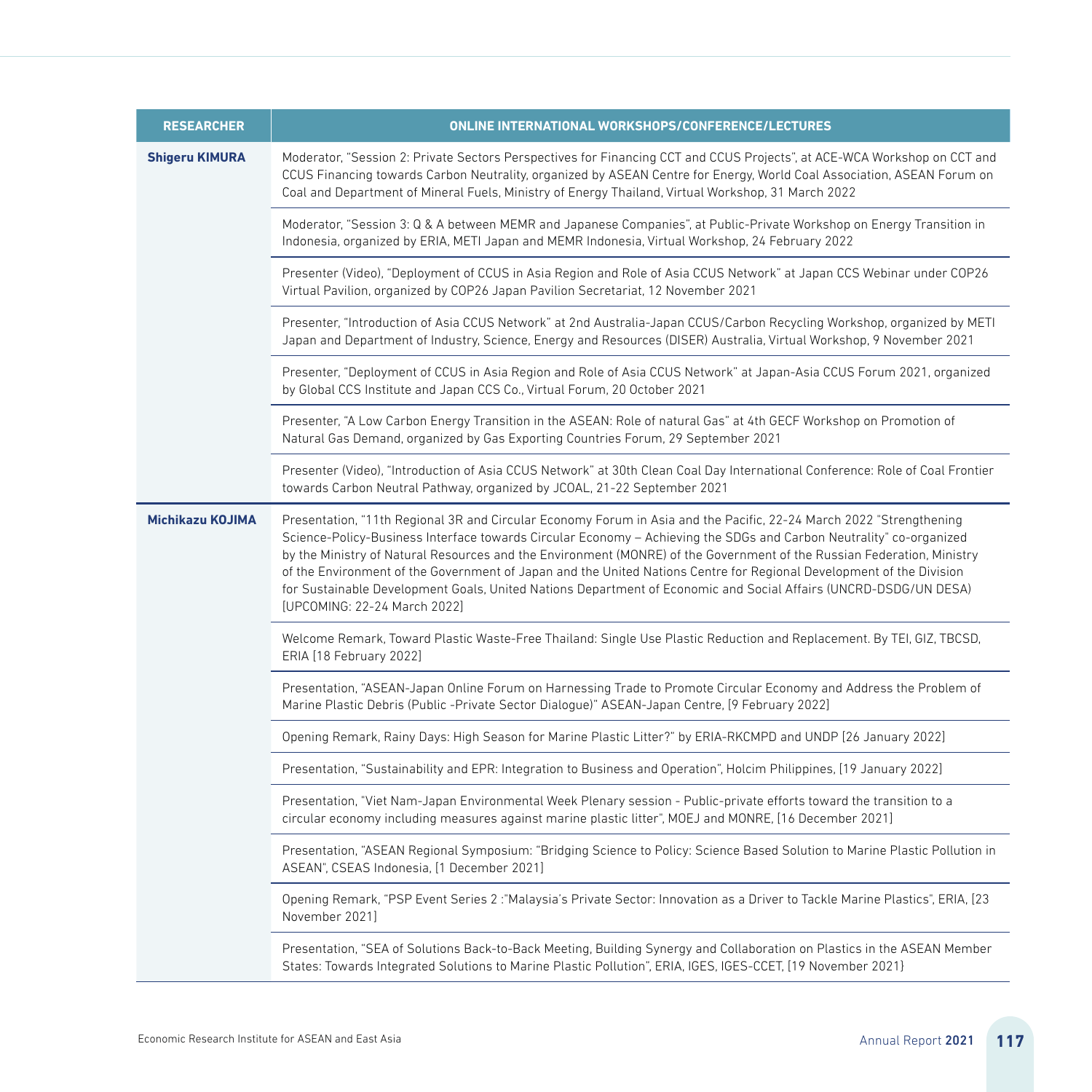| RESEARCHER | ONLINE INTERNATIONAL WORKSHOPS/CONFERENCE/LECTURES |
|---|---|
| **Shigeru KIMURA** | Moderator, "Session 2: Private Sectors Perspectives for Financing CCT and CCUS Projects", at ACE-WCA Workshop on CCT and CCUS Financing towards Carbon Neutrality, organized by ASEAN Centre for Energy, World Coal Association, ASEAN Forum on Coal and Department of Mineral Fuels, Ministry of Energy Thailand, Virtual Workshop, 31 March 2022 |
| | Moderator, "Session 3: Q & A between MEMR and Japanese Companies", at Public-Private Workshop on Energy Transition in Indonesia, organized by ERIA, METI Japan and MEMR Indonesia, Virtual Workshop, 24 February 2022 |
| | Presenter (Video), "Deployment of CCUS in Asia Region and Role of Asia CCUS Network" at Japan CCS Webinar under COP26 Virtual Pavilion, organized by COP26 Japan Pavilion Secretariat, 12 November 2021 |
| | Presenter, "Introduction of Asia CCUS Network" at 2nd Australia-Japan CCUS/Carbon Recycling Workshop, organized by METI Japan and Department of Industry, Science, Energy and Resources (DISER) Australia, Virtual Workshop, 9 November 2021 |
| | Presenter, "Deployment of CCUS in Asia Region and Role of Asia CCUS Network" at Japan-Asia CCUS Forum 2021, organized by Global CCS Institute and Japan CCS Co., Virtual Forum, 20 October 2021 |
| | Presenter, "A Low Carbon Energy Transition in the ASEAN: Role of natural Gas" at 4th GECF Workshop on Promotion of Natural Gas Demand, organized by Gas Exporting Countries Forum, 29 September 2021 |
| | Presenter (Video), "Introduction of Asia CCUS Network" at 30th Clean Coal Day International Conference: Role of Coal Frontier towards Carbon Neutral Pathway, organized by JCOAL, 21-22 September 2021 |
| **Michikazu KOJIMA** | Presentation, "11th Regional 3R and Circular Economy Forum in Asia and the Pacific, 22-24 March 2022 "Strengthening Science-Policy-Business Interface towards Circular Economy – Achieving the SDGs and Carbon Neutrality" co-organized by the Ministry of Natural Resources and the Environment (MONRE) of the Government of the Russian Federation, Ministry of the Environment of the Government of Japan and the United Nations Centre for Regional Development of the Division for Sustainable Development Goals, United Nations Department of Economic and Social Affairs (UNCRD-DSDG/UN DESA) [UPCOMING: 22-24 March 2022] |
| | Welcome Remark, Toward Plastic Waste-Free Thailand: Single Use Plastic Reduction and Replacement. By TEI, GIZ, TBCSD, ERIA [18 February 2022] |
| | Presentation, "ASEAN-Japan Online Forum on Harnessing Trade to Promote Circular Economy and Address the Problem of Marine Plastic Debris (Public -Private Sector Dialogue)" ASEAN-Japan Centre, [9 February 2022] |
| | Opening Remark, Rainy Days: High Season for Marine Plastic Litter?" by ERIA-RKCMPD and UNDP [26 January 2022] |
| | Presentation, "Sustainability and EPR: Integration to Business and Operation", Holcim Philippines, [19 January 2022] |
| | Presentation, "Viet Nam-Japan Environmental Week Plenary session - Public-private efforts toward the transition to a circular economy including measures against marine plastic litter", MOEJ and MONRE, [16 December 2021] |
| | Presentation, "ASEAN Regional Symposium: "Bridging Science to Policy: Science Based Solution to Marine Plastic Pollution in ASEAN", CSEAS Indonesia, [1 December 2021] |
| | Opening Remark, "PSP Event Series 2 :"Malaysia's Private Sector: Innovation as a Driver to Tackle Marine Plastics", ERIA, [23 November 2021] |
| | Presentation, "SEA of Solutions Back-to-Back Meeting, Building Synergy and Collaboration on Plastics in the ASEAN Member States: Towards Integrated Solutions to Marine Plastic Pollution", ERIA, IGES, IGES-CCET, [19 November 2021} |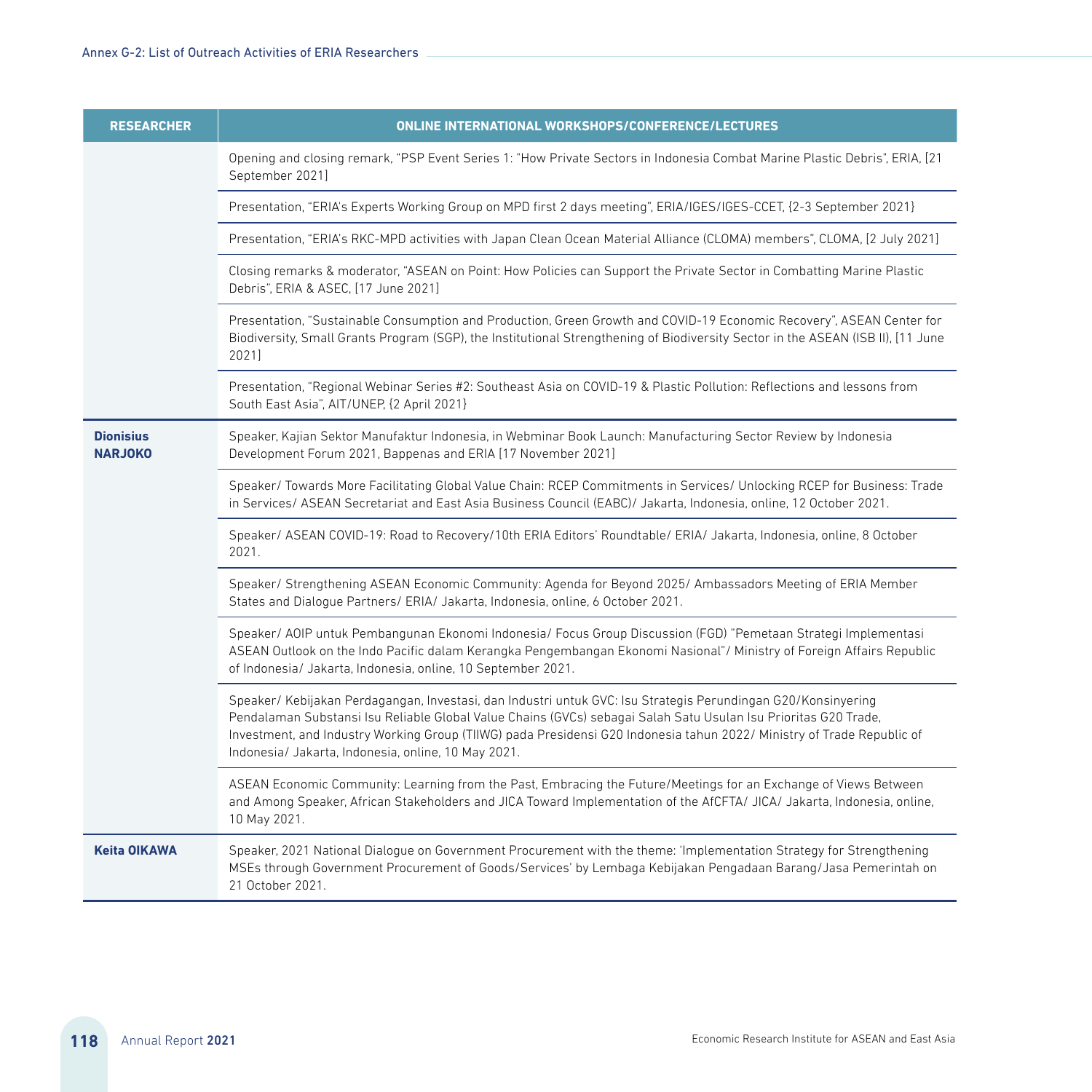| RESEARCHER | ONLINE INTERNATIONAL WORKSHOPS/CONFERENCE/LECTURES |
|---|---|
| | Opening and closing remark, "PSP Event Series 1: "How Private Sectors in Indonesia Combat Marine Plastic Debris", ERIA, [21 September 2021] |
| | Presentation, "ERIA's Experts Working Group on MPD first 2 days meeting", ERIA/IGES/IGES-CCET, {2-3 September 2021} |
| | Presentation, "ERIA's RKC-MPD activities with Japan Clean Ocean Material Alliance (CLOMA) members", CLOMA, [2 July 2021] |
| | Closing remarks & moderator, "ASEAN on Point: How Policies can Support the Private Sector in Combatting Marine Plastic Debris", ERIA & ASEC, [17 June 2021] |
| | Presentation, "Sustainable Consumption and Production, Green Growth and COVID-19 Economic Recovery", ASEAN Center for Biodiversity, Small Grants Program (SGP), the Institutional Strengthening of Biodiversity Sector in the ASEAN (ISB II), [11 June 2021] |
| | Presentation, "Regional Webinar Series #2: Southeast Asia on COVID-19 & Plastic Pollution: Reflections and lessons from South East Asia", AIT/UNEP, {2 April 2021} |
| **Dionisius NARJOKO** | Speaker, Kajian Sektor Manufaktur Indonesia, in Webminar Book Launch: Manufacturing Sector Review by Indonesia Development Forum 2021, Bappenas and ERIA [17 November 2021] |
| | Speaker/ Towards More Facilitating Global Value Chain: RCEP Commitments in Services/ Unlocking RCEP for Business: Trade in Services/ ASEAN Secretariat and East Asia Business Council (EABC)/ Jakarta, Indonesia, online, 12 October 2021. |
| | Speaker/ ASEAN COVID-19: Road to Recovery/10th ERIA Editors' Roundtable/ ERIA/ Jakarta, Indonesia, online, 8 October 2021. |
| | Speaker/ Strengthening ASEAN Economic Community: Agenda for Beyond 2025/ Ambassadors Meeting of ERIA Member States and Dialogue Partners/ ERIA/ Jakarta, Indonesia, online, 6 October 2021. |
| | Speaker/ AOIP untuk Pembangunan Ekonomi Indonesia/ Focus Group Discussion (FGD) "Pemetaan Strategi Implementasi ASEAN Outlook on the Indo Pacific dalam Kerangka Pengembangan Ekonomi Nasional"/ Ministry of Foreign Affairs Republic of Indonesia/ Jakarta, Indonesia, online, 10 September 2021. |
| | Speaker/ Kebijakan Perdagangan, Investasi, dan Industri untuk GVC: Isu Strategis Perundingan G20/Konsinyering Pendalaman Substansi Isu Reliable Global Value Chains (GVCs) sebagai Salah Satu Usulan Isu Prioritas G20 Trade, Investment, and Industry Working Group (TIIWG) pada Presidensi G20 Indonesia tahun 2022/ Ministry of Trade Republic of Indonesia/ Jakarta, Indonesia, online, 10 May 2021. |
| | ASEAN Economic Community: Learning from the Past, Embracing the Future/Meetings for an Exchange of Views Between and Among Speaker, African Stakeholders and JICA Toward Implementation of the AfCFTA/ JICA/ Jakarta, Indonesia, online, 10 May 2021. |
| **Keita OIKAWA** | Speaker, 2021 National Dialogue on Government Procurement with the theme: 'Implementation Strategy for Strengthening MSEs through Government Procurement of Goods/Services' by Lembaga Kebijakan Pengadaan Barang/Jasa Pemerintah on 21 October 2021. |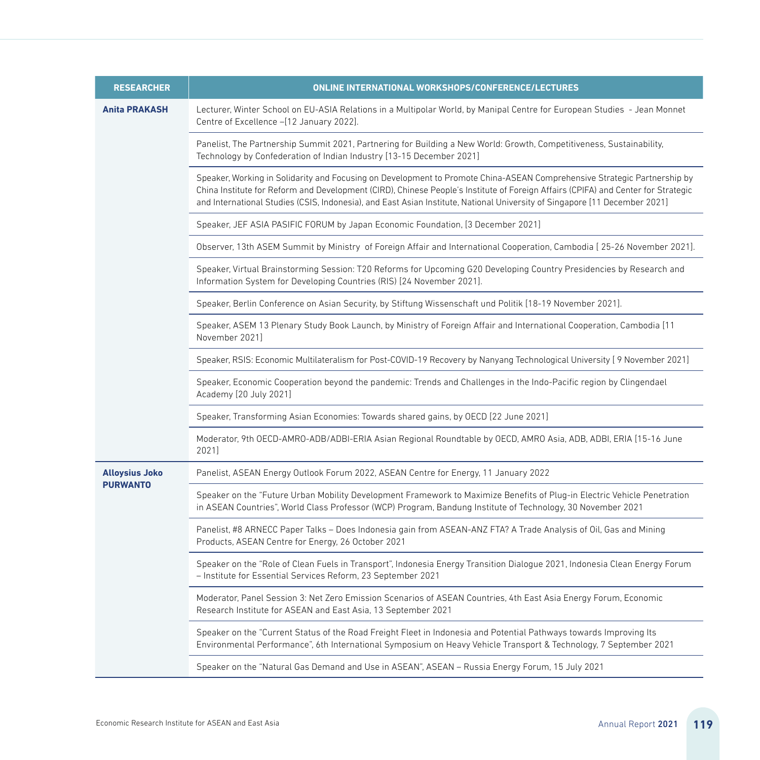| RESEARCHER | ONLINE INTERNATIONAL WORKSHOPS/CONFERENCE/LECTURES |
|---|---|
| **Anita PRAKASH** | Lecturer, Winter School on EU-ASIA Relations in a Multipolar World, by Manipal Centre for European Studies - Jean Monnet Centre of Excellence –[12 January 2022]. |
| | Panelist, The Partnership Summit 2021, Partnering for Building a New World: Growth, Competitiveness, Sustainability, Technology by Confederation of Indian Industry [13-15 December 2021] |
| | Speaker, Working in Solidarity and Focusing on Development to Promote China-ASEAN Comprehensive Strategic Partnership by China Institute for Reform and Development (CIRD), Chinese People's Institute of Foreign Affairs (CPIFA) and Center for Strategic and International Studies (CSIS, Indonesia), and East Asian Institute, National University of Singapore [11 December 2021] |
| | Speaker, JEF ASIA PASIFIC FORUM by Japan Economic Foundation, [3 December 2021] |
| | Observer, 13th ASEM Summit by Ministry of Foreign Affair and International Cooperation, Cambodia [ 25-26 November 2021]. |
| | Speaker, Virtual Brainstorming Session: T20 Reforms for Upcoming G20 Developing Country Presidencies by Research and Information System for Developing Countries (RIS) [24 November 2021]. |
| | Speaker, Berlin Conference on Asian Security, by Stiftung Wissenschaft und Politik [18-19 November 2021]. |
| | Speaker, ASEM 13 Plenary Study Book Launch, by Ministry of Foreign Affair and International Cooperation, Cambodia [11 November 2021] |
| | Speaker, RSIS: Economic Multilateralism for Post-COVID-19 Recovery by Nanyang Technological University [ 9 November 2021] |
| | Speaker, Economic Cooperation beyond the pandemic: Trends and Challenges in the Indo-Pacific region by Clingendael Academy [20 July 2021] |
| | Speaker, Transforming Asian Economies: Towards shared gains, by OECD [22 June 2021] |
| | Moderator, 9th OECD-AMRO-ADB/ADBI-ERIA Asian Regional Roundtable by OECD, AMRO Asia, ADB, ADBI, ERIA [15-16 June 2021] |
| **Alloysius Joko PURWANTO** | Panelist, ASEAN Energy Outlook Forum 2022, ASEAN Centre for Energy, 11 January 2022 |
| | Speaker on the "Future Urban Mobility Development Framework to Maximize Benefits of Plug-in Electric Vehicle Penetration in ASEAN Countries", World Class Professor (WCP) Program, Bandung Institute of Technology, 30 November 2021 |
| | Panelist, #8 ARNECC Paper Talks – Does Indonesia gain from ASEAN-ANZ FTA? A Trade Analysis of Oil, Gas and Mining Products, ASEAN Centre for Energy, 26 October 2021 |
| | Speaker on the "Role of Clean Fuels in Transport", Indonesia Energy Transition Dialogue 2021, Indonesia Clean Energy Forum – Institute for Essential Services Reform, 23 September 2021 |
| | Moderator, Panel Session 3: Net Zero Emission Scenarios of ASEAN Countries, 4th East Asia Energy Forum, Economic Research Institute for ASEAN and East Asia, 13 September 2021 |
| | Speaker on the "Current Status of the Road Freight Fleet in Indonesia and Potential Pathways towards Improving Its Environmental Performance", 6th International Symposium on Heavy Vehicle Transport & Technology, 7 September 2021 |
| | Speaker on the "Natural Gas Demand and Use in ASEAN", ASEAN – Russia Energy Forum, 15 July 2021 |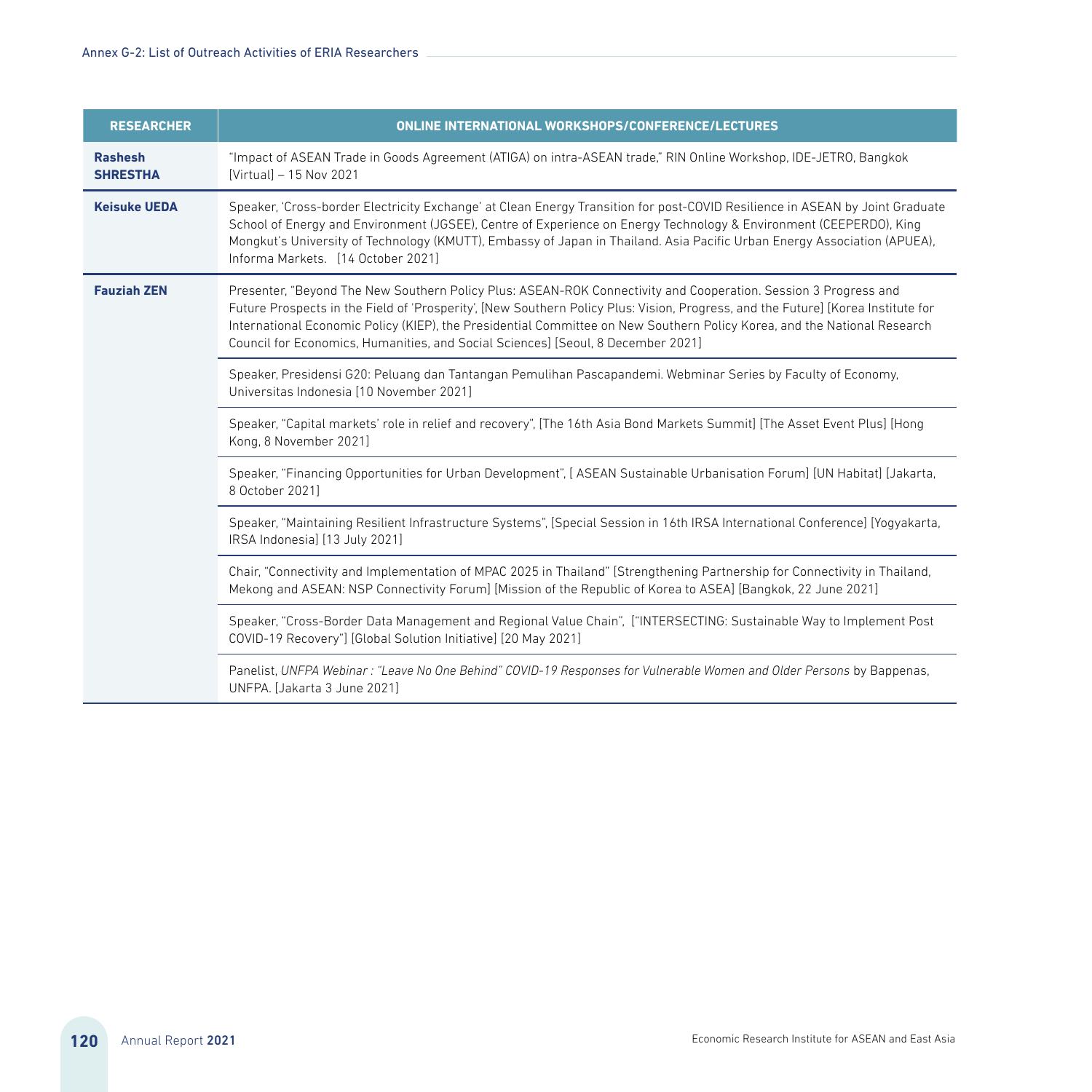| RESEARCHER | ONLINE INTERNATIONAL WORKSHOPS/CONFERENCE/LECTURES |
|---|---|
| **Rashesh SHRESTHA** | "Impact of ASEAN Trade in Goods Agreement (ATIGA) on intra-ASEAN trade," RIN Online Workshop, IDE-JETRO, Bangkok [Virtual] – 15 Nov 2021 |
| **Keisuke UEDA** | Speaker, 'Cross-border Electricity Exchange' at Clean Energy Transition for post-COVID Resilience in ASEAN by Joint Graduate School of Energy and Environment (JGSEE), Centre of Experience on Energy Technology & Environment (CEEPERDO), King Mongkut's University of Technology (KMUTT), Embassy of Japan in Thailand. Asia Pacific Urban Energy Association (APUEA), Informa Markets. [14 October 2021] |
| **Fauziah ZEN** | Presenter, "Beyond The New Southern Policy Plus: ASEAN-ROK Connectivity and Cooperation. Session 3 Progress and Future Prospects in the Field of 'Prosperity', [New Southern Policy Plus: Vision, Progress, and the Future] [Korea Institute for International Economic Policy (KIEP), the Presidential Committee on New Southern Policy Korea, and the National Research Council for Economics, Humanities, and Social Sciences] [Seoul, 8 December 2021] |
| | Speaker, Presidensi G20: Peluang dan Tantangan Pemulihan Pascapandemi. Webminar Series by Faculty of Economy, Universitas Indonesia [10 November 2021] |
| | Speaker, "Capital markets' role in relief and recovery", [The 16th Asia Bond Markets Summit] [The Asset Event Plus] [Hong Kong, 8 November 2021] |
| | Speaker, "Financing Opportunities for Urban Development", [ ASEAN Sustainable Urbanisation Forum] [UN Habitat] [Jakarta, 8 October 2021] |
| | Speaker, "Maintaining Resilient Infrastructure Systems", [Special Session in 16th IRSA International Conference] [Yogyakarta, IRSA Indonesia] [13 July 2021] |
| | Chair, "Connectivity and Implementation of MPAC 2025 in Thailand" [Strengthening Partnership for Connectivity in Thailand, Mekong and ASEAN: NSP Connectivity Forum] [Mission of the Republic of Korea to ASEA] [Bangkok, 22 June 2021] |
| | Speaker, "Cross-Border Data Management and Regional Value Chain", ["INTERSECTING: Sustainable Way to Implement Post COVID-19 Recovery"] [Global Solution Initiative] [20 May 2021] |
| | Panelist, *UNFPA Webinar : "Leave No One Behind" COVID-19 Responses for Vulnerable Women and Older Persons* by Bappenas, UNFPA. [Jakarta 3 June 2021] |